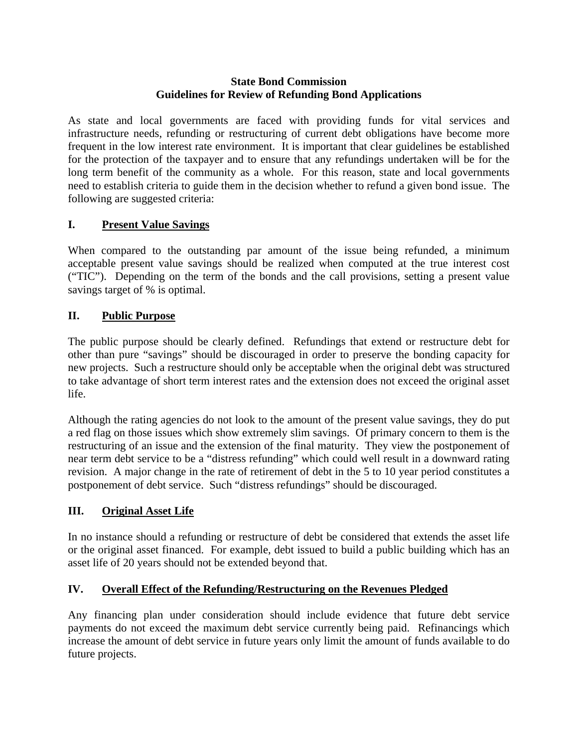**State Bond Commission**
**Guidelines for Review of Refunding Bond Applications**

As state and local governments are faced with providing funds for vital services and infrastructure needs, refunding or restructuring of current debt obligations have become more frequent in the low interest rate environment. It is important that clear guidelines be established for the protection of the taxpayer and to ensure that any refundings undertaken will be for the long term benefit of the community as a whole. For this reason, state and local governments need to establish criteria to guide them in the decision whether to refund a given bond issue. The following are suggested criteria:

## I. Present Value Savings

When compared to the outstanding par amount of the issue being refunded, a minimum acceptable present value savings should be realized when computed at the true interest cost ("TIC"). Depending on the term of the bonds and the call provisions, setting a present value savings target of % is optimal.

## II. Public Purpose

The public purpose should be clearly defined. Refundings that extend or restructure debt for other than pure "savings" should be discouraged in order to preserve the bonding capacity for new projects. Such a restructure should only be acceptable when the original debt was structured to take advantage of short term interest rates and the extension does not exceed the original asset life.

Although the rating agencies do not look to the amount of the present value savings, they do put a red flag on those issues which show extremely slim savings. Of primary concern to them is the restructuring of an issue and the extension of the final maturity. They view the postponement of near term debt service to be a "distress refunding" which could well result in a downward rating revision. A major change in the rate of retirement of debt in the 5 to 10 year period constitutes a postponement of debt service. Such "distress refundings" should be discouraged.

## III. Original Asset Life

In no instance should a refunding or restructure of debt be considered that extends the asset life or the original asset financed. For example, debt issued to build a public building which has an asset life of 20 years should not be extended beyond that.

## IV. Overall Effect of the Refunding/Restructuring on the Revenues Pledged

Any financing plan under consideration should include evidence that future debt service payments do not exceed the maximum debt service currently being paid. Refinancings which increase the amount of debt service in future years only limit the amount of funds available to do future projects.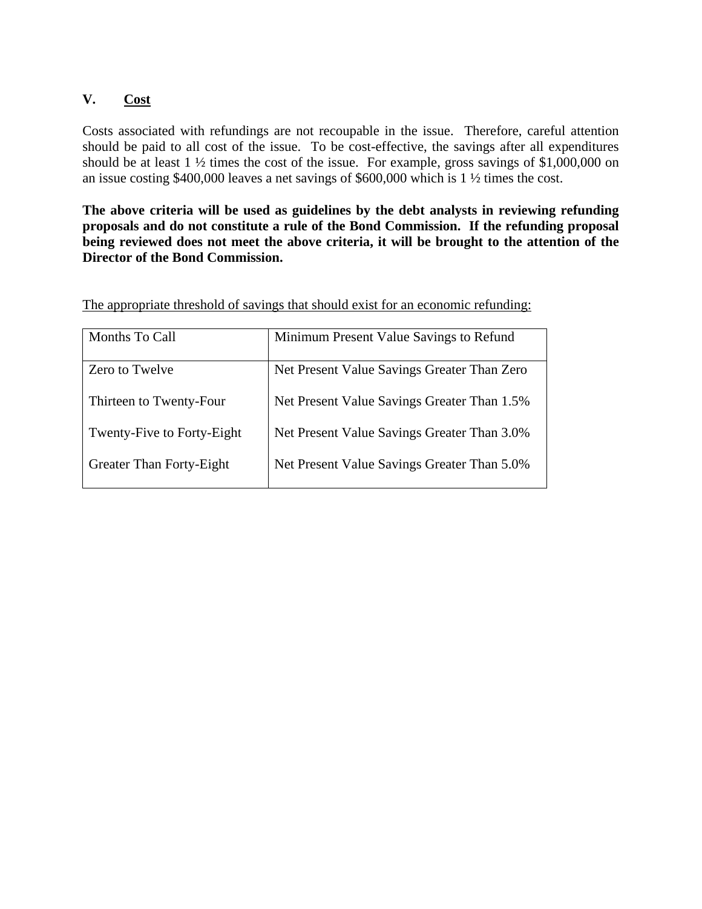## V. Cost

Costs associated with refundings are not recoupable in the issue. Therefore, careful attention should be paid to all cost of the issue. To be cost-effective, the savings after all expenditures should be at least 1 ½ times the cost of the issue. For example, gross savings of $1,000,000 on an issue costing $400,000 leaves a net savings of $600,000 which is 1 ½ times the cost.

**The above criteria will be used as guidelines by the debt analysts in reviewing refunding proposals and do not constitute a rule of the Bond Commission. If the refunding proposal being reviewed does not meet the above criteria, it will be brought to the attention of the Director of the Bond Commission.**

The appropriate threshold of savings that should exist for an economic refunding:

| Months To Call | Minimum Present Value Savings to Refund |
|---|---|
| Zero to Twelve | Net Present Value Savings Greater Than Zero |
| Thirteen to Twenty-Four | Net Present Value Savings Greater Than 1.5% |
| Twenty-Five to Forty-Eight | Net Present Value Savings Greater Than 3.0% |
| Greater Than Forty-Eight | Net Present Value Savings Greater Than 5.0% |